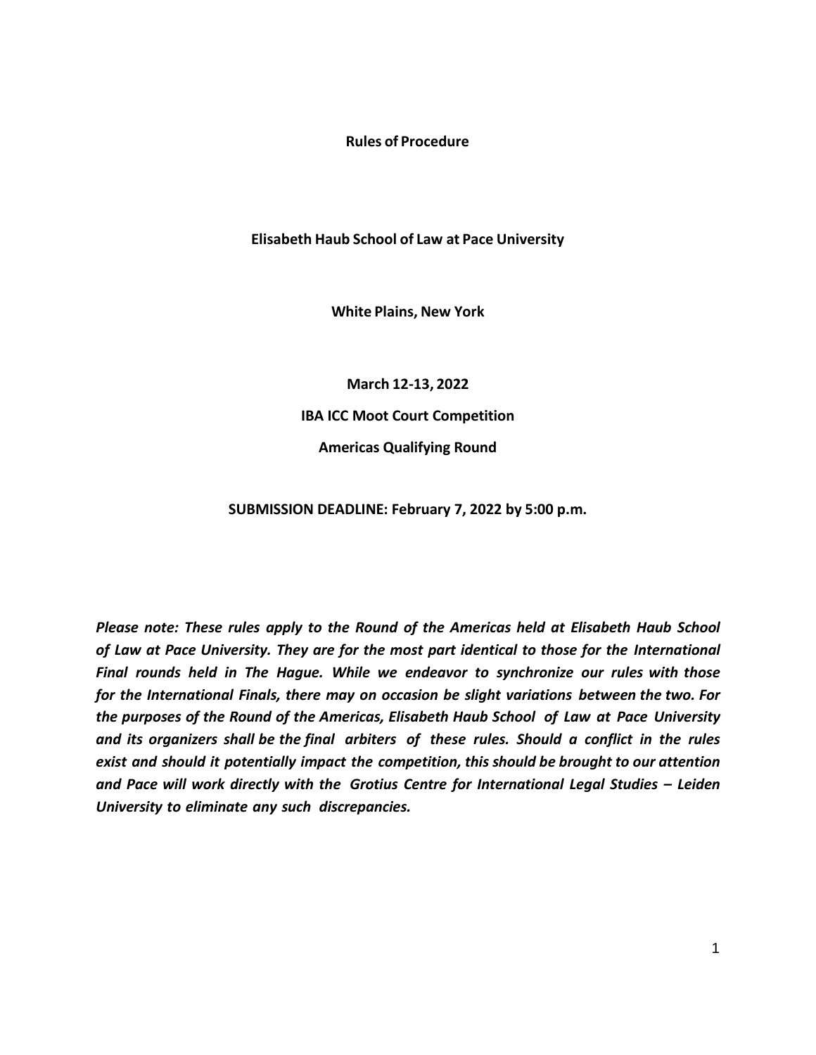# Rules of Procedure

**Elisabeth Haub School of Law at Pace University**

**White Plains, New York**

**March 12-13, 2022**

**IBA ICC Moot Court Competition**

**Americas Qualifying Round**

**SUBMISSION DEADLINE: February 7, 2022 by 5:00 p.m.**

***Please note: These rules apply to the Round of the Americas held at Elisabeth Haub School of Law at Pace University. They are for the most part identical to those for the International Final rounds held in The Hague. While we endeavor to synchronize our rules with those for the International Finals, there may on occasion be slight variations between the two. For the purposes of the Round of the Americas, Elisabeth Haub School of Law at Pace University and its organizers shall be the final arbiters of these rules. Should a conflict in the rules exist and should it potentially impact the competition, this should be brought to our attention and Pace will work directly with the Grotius Centre for International Legal Studies – Leiden University to eliminate any such discrepancies.***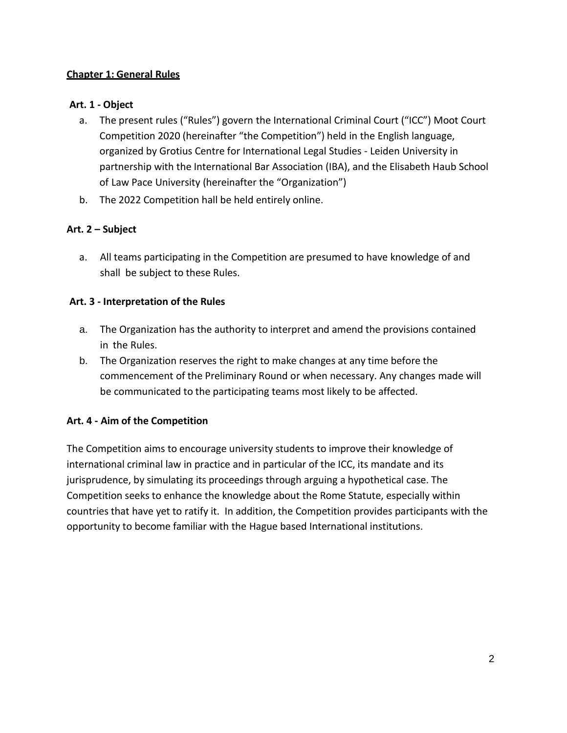## Chapter 1: General Rules

### Art. 1 - Object

a. The present rules ("Rules") govern the International Criminal Court ("ICC") Moot Court Competition 2020 (hereinafter "the Competition") held in the English language, organized by Grotius Centre for International Legal Studies - Leiden University in partnership with the International Bar Association (IBA), and the Elisabeth Haub School of Law Pace University (hereinafter the "Organization")

b. The 2022 Competition hall be held entirely online.

### Art. 2 – Subject

a. All teams participating in the Competition are presumed to have knowledge of and shall be subject to these Rules.

### Art. 3 - Interpretation of the Rules

a. The Organization has the authority to interpret and amend the provisions contained in the Rules.

b. The Organization reserves the right to make changes at any time before the commencement of the Preliminary Round or when necessary. Any changes made will be communicated to the participating teams most likely to be affected.

### Art. 4 - Aim of the Competition

The Competition aims to encourage university students to improve their knowledge of international criminal law in practice and in particular of the ICC, its mandate and its jurisprudence, by simulating its proceedings through arguing a hypothetical case. The Competition seeks to enhance the knowledge about the Rome Statute, especially within countries that have yet to ratify it. In addition, the Competition provides participants with the opportunity to become familiar with the Hague based International institutions.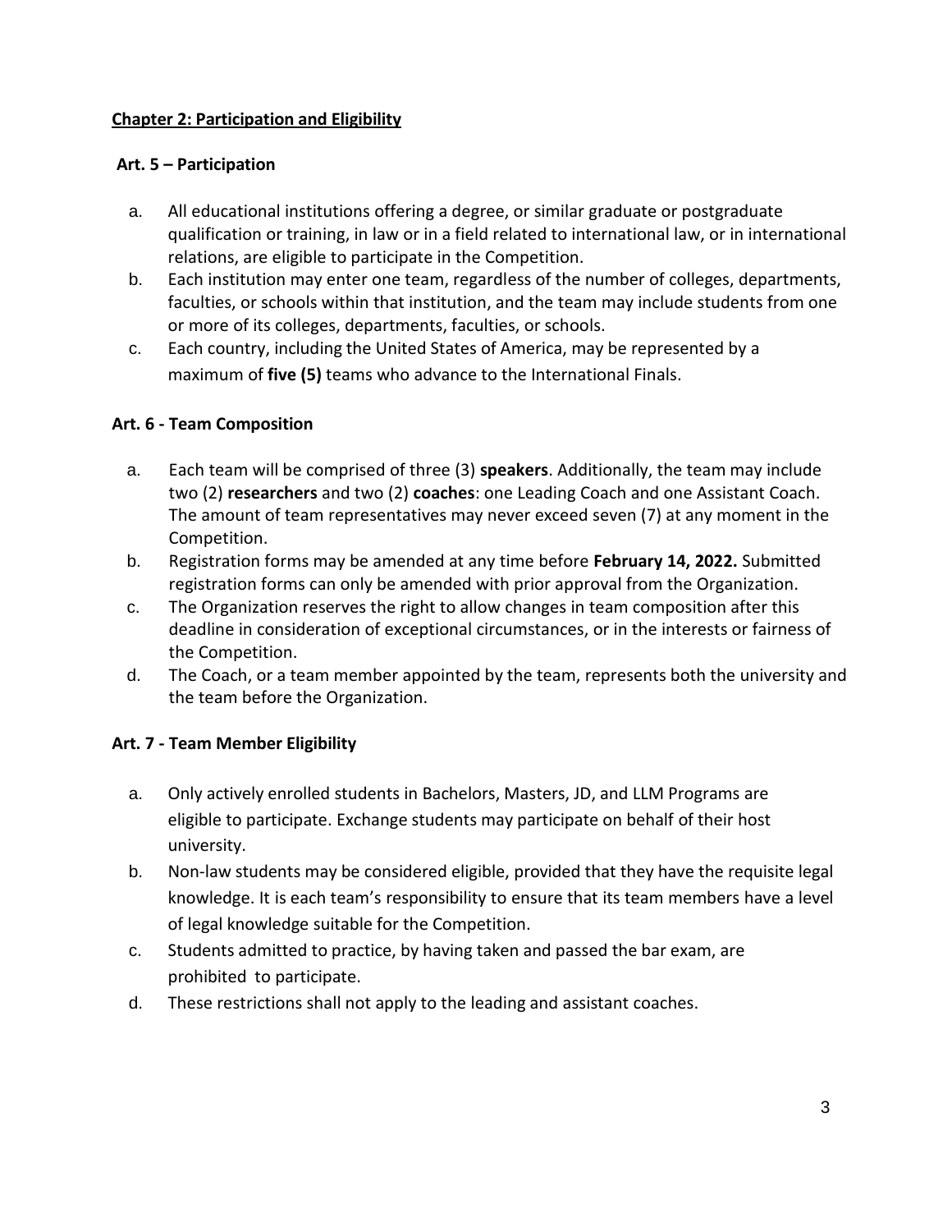## **Chapter 2: Participation and Eligibility**

### **Art. 5 – Participation**

a. All educational institutions offering a degree, or similar graduate or postgraduate qualification or training, in law or in a field related to international law, or in international relations, are eligible to participate in the Competition.
b. Each institution may enter one team, regardless of the number of colleges, departments, faculties, or schools within that institution, and the team may include students from one or more of its colleges, departments, faculties, or schools.
c. Each country, including the United States of America, may be represented by a maximum of **five (5)** teams who advance to the International Finals.

### **Art. 6 - Team Composition**

a. Each team will be comprised of three (3) **speakers**. Additionally, the team may include two (2) **researchers** and two (2) **coaches**: one Leading Coach and one Assistant Coach. The amount of team representatives may never exceed seven (7) at any moment in the Competition.
b. Registration forms may be amended at any time before **February 14, 2022.** Submitted registration forms can only be amended with prior approval from the Organization.
c. The Organization reserves the right to allow changes in team composition after this deadline in consideration of exceptional circumstances, or in the interests or fairness of the Competition.
d. The Coach, or a team member appointed by the team, represents both the university and the team before the Organization.

### **Art. 7 - Team Member Eligibility**

a. Only actively enrolled students in Bachelors, Masters, JD, and LLM Programs are eligible to participate. Exchange students may participate on behalf of their host university.
b. Non-law students may be considered eligible, provided that they have the requisite legal knowledge. It is each team's responsibility to ensure that its team members have a level of legal knowledge suitable for the Competition.
c. Students admitted to practice, by having taken and passed the bar exam, are prohibited to participate.
d. These restrictions shall not apply to the leading and assistant coaches.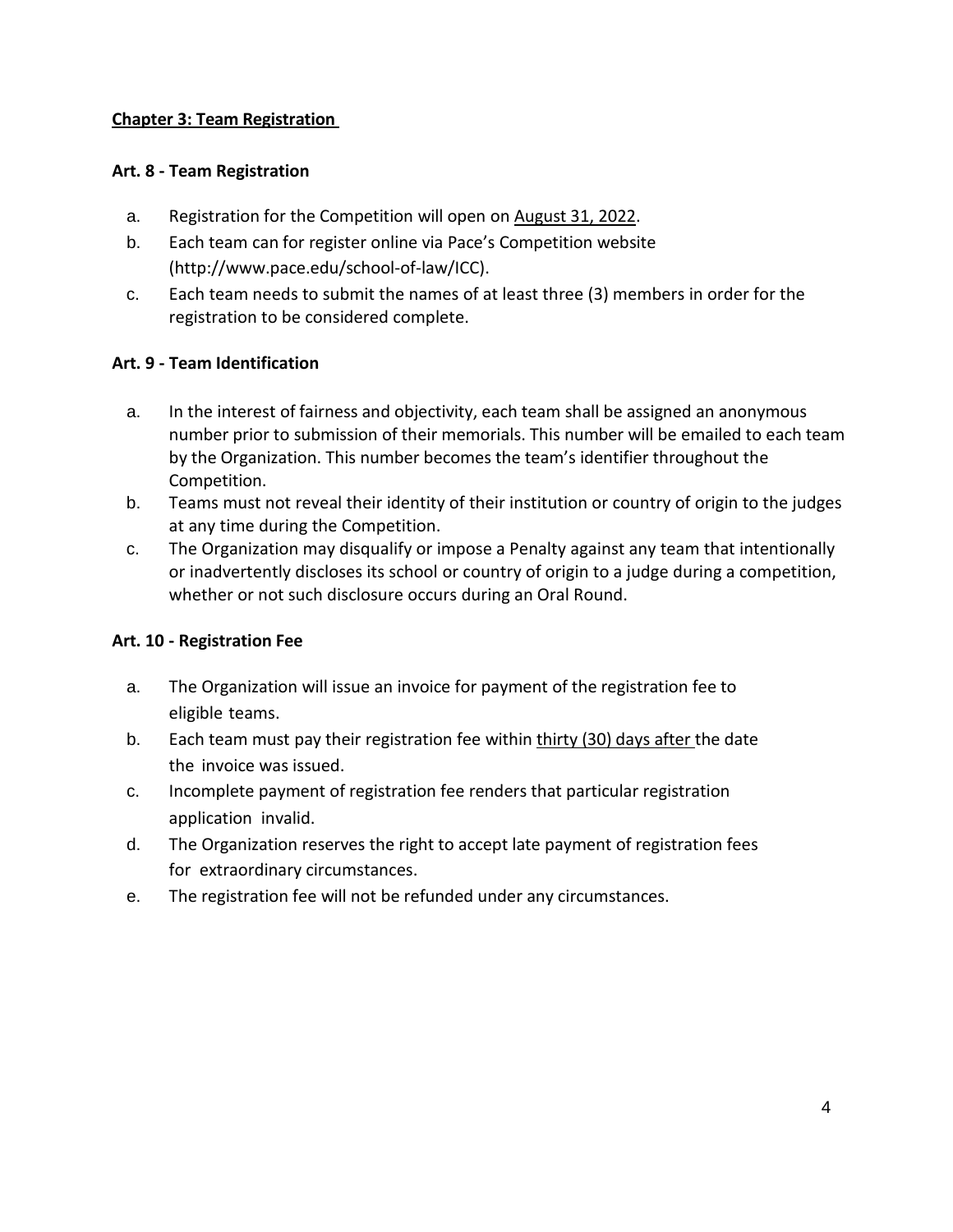## Chapter 3: Team Registration

### Art. 8 - Team Registration

a. Registration for the Competition will open on August 31, 2022.
b. Each team can for register online via Pace's Competition website (http://www.pace.edu/school-of-law/ICC).
c. Each team needs to submit the names of at least three (3) members in order for the registration to be considered complete.

### Art. 9 - Team Identification

a. In the interest of fairness and objectivity, each team shall be assigned an anonymous number prior to submission of their memorials. This number will be emailed to each team by the Organization. This number becomes the team's identifier throughout the Competition.
b. Teams must not reveal their identity of their institution or country of origin to the judges at any time during the Competition.
c. The Organization may disqualify or impose a Penalty against any team that intentionally or inadvertently discloses its school or country of origin to a judge during a competition, whether or not such disclosure occurs during an Oral Round.

### Art. 10 - Registration Fee

a. The Organization will issue an invoice for payment of the registration fee to eligible teams.
b. Each team must pay their registration fee within thirty (30) days after the date the invoice was issued.
c. Incomplete payment of registration fee renders that particular registration application invalid.
d. The Organization reserves the right to accept late payment of registration fees for extraordinary circumstances.
e. The registration fee will not be refunded under any circumstances.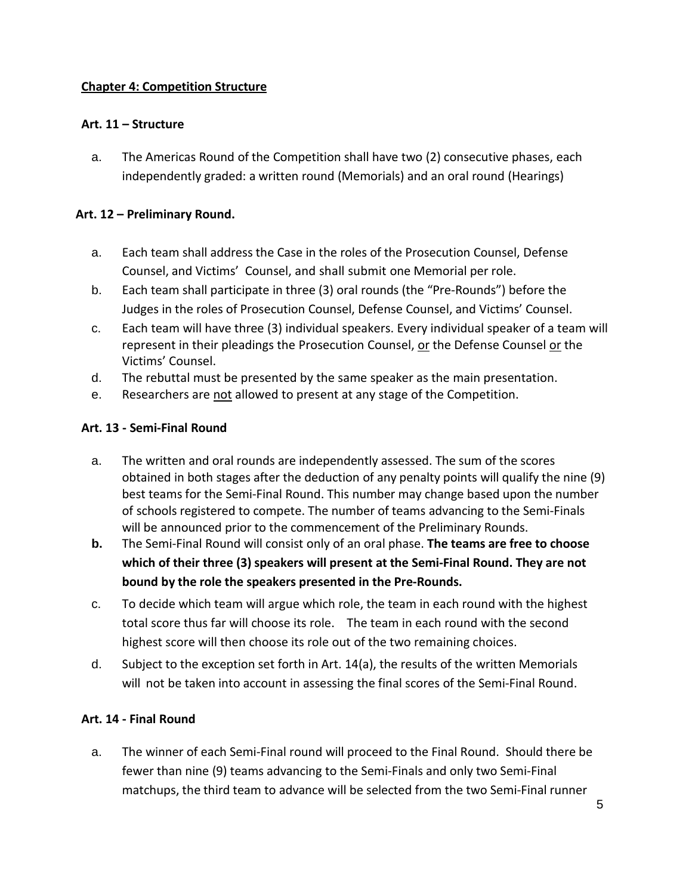## Chapter 4: Competition Structure

### Art. 11 – Structure

a. The Americas Round of the Competition shall have two (2) consecutive phases, each independently graded: a written round (Memorials) and an oral round (Hearings)

### Art. 12 – Preliminary Round.

a. Each team shall address the Case in the roles of the Prosecution Counsel, Defense Counsel, and Victims' Counsel, and shall submit one Memorial per role.

b. Each team shall participate in three (3) oral rounds (the "Pre-Rounds") before the Judges in the roles of Prosecution Counsel, Defense Counsel, and Victims' Counsel.

c. Each team will have three (3) individual speakers. Every individual speaker of a team will represent in their pleadings the Prosecution Counsel, or the Defense Counsel or the Victims' Counsel.

d. The rebuttal must be presented by the same speaker as the main presentation.

e. Researchers are not allowed to present at any stage of the Competition.

### Art. 13 - Semi-Final Round

a. The written and oral rounds are independently assessed. The sum of the scores obtained in both stages after the deduction of any penalty points will qualify the nine (9) best teams for the Semi-Final Round. This number may change based upon the number of schools registered to compete. The number of teams advancing to the Semi-Finals will be announced prior to the commencement of the Preliminary Rounds.

**b.** The Semi-Final Round will consist only of an oral phase. **The teams are free to choose which of their three (3) speakers will present at the Semi-Final Round. They are not bound by the role the speakers presented in the Pre-Rounds.**

c. To decide which team will argue which role, the team in each round with the highest total score thus far will choose its role. The team in each round with the second highest score will then choose its role out of the two remaining choices.

d. Subject to the exception set forth in Art. 14(a), the results of the written Memorials will not be taken into account in assessing the final scores of the Semi-Final Round.

### Art. 14 - Final Round

a. The winner of each Semi-Final round will proceed to the Final Round. Should there be fewer than nine (9) teams advancing to the Semi-Finals and only two Semi-Final matchups, the third team to advance will be selected from the two Semi-Final runner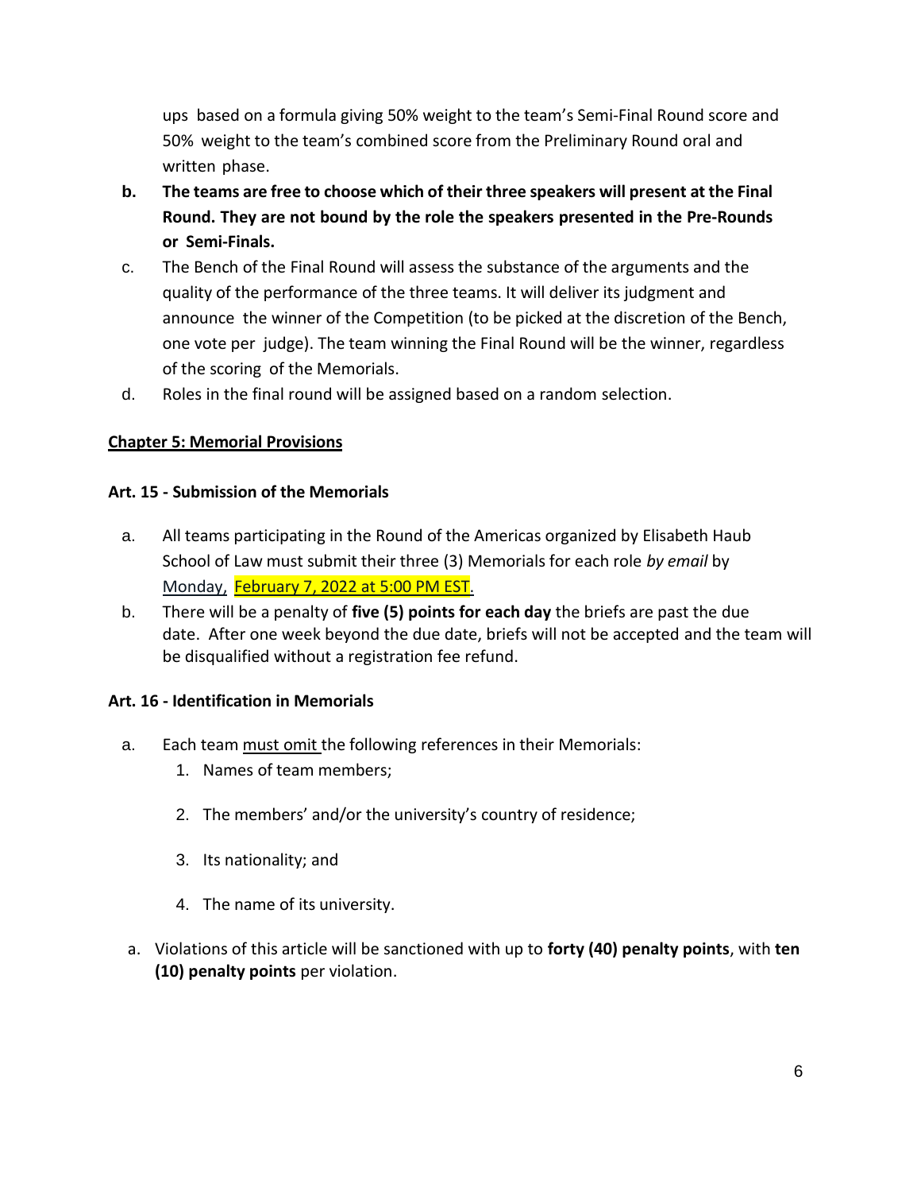ups based on a formula giving 50% weight to the team's Semi-Final Round score and 50% weight to the team's combined score from the Preliminary Round oral and written phase.

b. **The teams are free to choose which of their three speakers will present at the Final Round. They are not bound by the role the speakers presented in the Pre-Rounds or Semi-Finals.**

c. The Bench of the Final Round will assess the substance of the arguments and the quality of the performance of the three teams. It will deliver its judgment and announce the winner of the Competition (to be picked at the discretion of the Bench, one vote per judge). The team winning the Final Round will be the winner, regardless of the scoring of the Memorials.

d. Roles in the final round will be assigned based on a random selection.

## Chapter 5: Memorial Provisions

### Art. 15 - Submission of the Memorials

a. All teams participating in the Round of the Americas organized by Elisabeth Haub School of Law must submit their three (3) Memorials for each role *by email* by Monday, February 7, 2022 at 5:00 PM EST.

b. There will be a penalty of **five (5) points for each day** the briefs are past the due date. After one week beyond the due date, briefs will not be accepted and the team will be disqualified without a registration fee refund.

### Art. 16 - Identification in Memorials

a. Each team must omit the following references in their Memorials:
   1. Names of team members;
   2. The members' and/or the university's country of residence;
   3. Its nationality; and
   4. The name of its university.

a. Violations of this article will be sanctioned with up to **forty (40) penalty points**, with **ten (10) penalty points** per violation.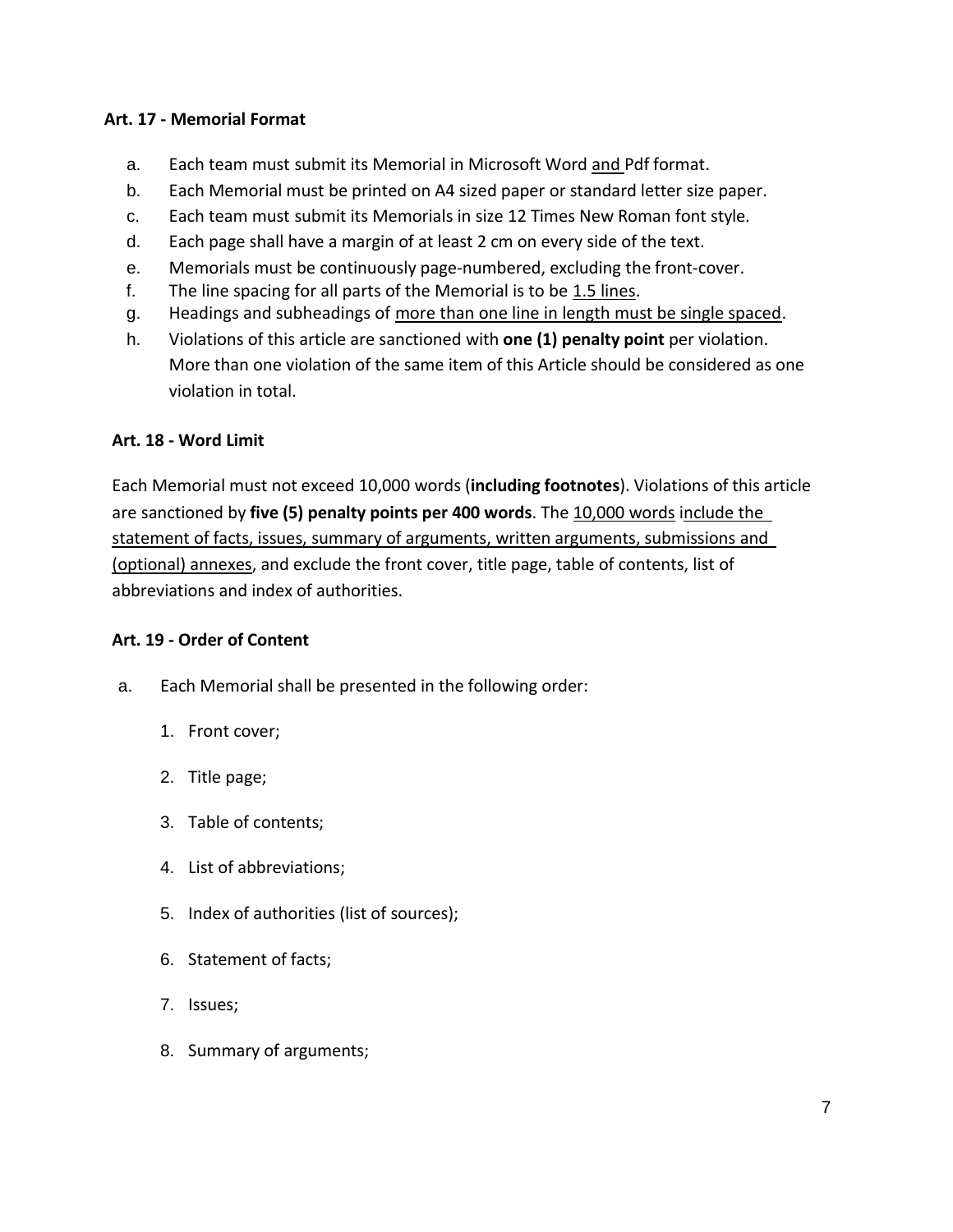**Art. 17 - Memorial Format**

a. Each team must submit its Memorial in Microsoft Word <u>and</u> Pdf format.

b. Each Memorial must be printed on A4 sized paper or standard letter size paper.

c. Each team must submit its Memorials in size 12 Times New Roman font style.

d. Each page shall have a margin of at least 2 cm on every side of the text.

e. Memorials must be continuously page-numbered, excluding the front-cover.

f. The line spacing for all parts of the Memorial is to be <u>1.5 lines</u>.

g. Headings and subheadings of <u>more than one line in length must be single spaced</u>.

h. Violations of this article are sanctioned with **one (1) penalty point** per violation. More than one violation of the same item of this Article should be considered as one violation in total.

**Art. 18 - Word Limit**

Each Memorial must not exceed 10,000 words (**including footnotes**). Violations of this article are sanctioned by **five (5) penalty points per 400 words**. The <u>10,000 words</u> <u>include the statement of facts, issues, summary of arguments, written arguments, submissions and (optional) annexes</u>, and exclude the front cover, title page, table of contents, list of abbreviations and index of authorities.

**Art. 19 - Order of Content**

a. Each Memorial shall be presented in the following order:

1. Front cover;
2. Title page;
3. Table of contents;
4. List of abbreviations;
5. Index of authorities (list of sources);
6. Statement of facts;
7. Issues;
8. Summary of arguments;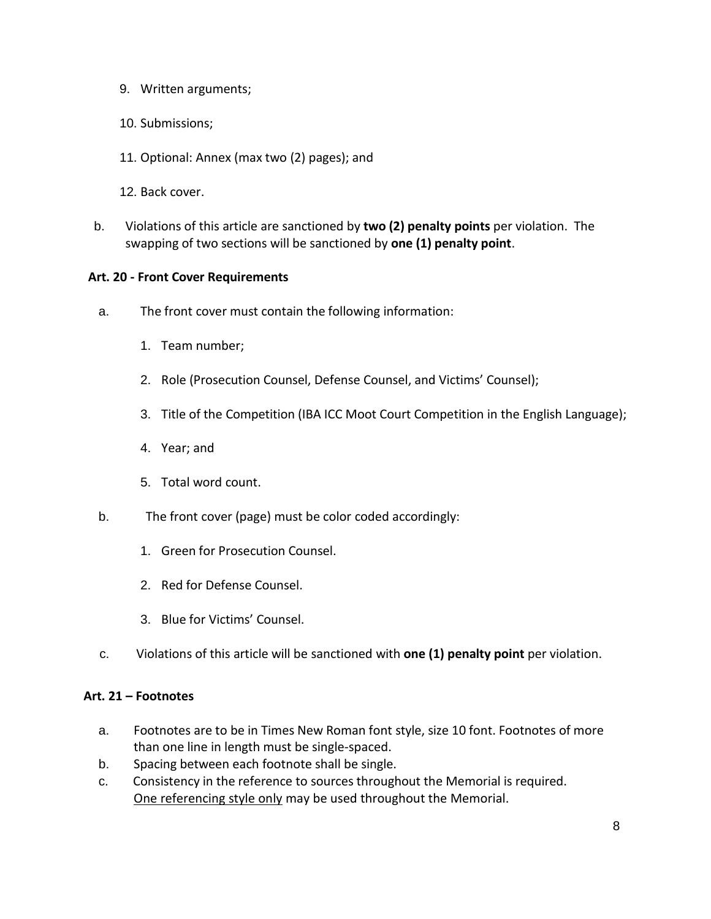9. Written arguments;

10. Submissions;

11. Optional: Annex (max two (2) pages); and

12. Back cover.

b. Violations of this article are sanctioned by **two (2) penalty points** per violation. The swapping of two sections will be sanctioned by **one (1) penalty point**.

**Art. 20 - Front Cover Requirements**

a. The front cover must contain the following information:

   1. Team number;

   2. Role (Prosecution Counsel, Defense Counsel, and Victims' Counsel);

   3. Title of the Competition (IBA ICC Moot Court Competition in the English Language);

   4. Year; and

   5. Total word count.

b. The front cover (page) must be color coded accordingly:

   1. Green for Prosecution Counsel.

   2. Red for Defense Counsel.

   3. Blue for Victims' Counsel.

c. Violations of this article will be sanctioned with **one (1) penalty point** per violation.

**Art. 21 – Footnotes**

a. Footnotes are to be in Times New Roman font style, size 10 font. Footnotes of more than one line in length must be single-spaced.
b. Spacing between each footnote shall be single.
c. Consistency in the reference to sources throughout the Memorial is required. <u>One referencing style only</u> may be used throughout the Memorial.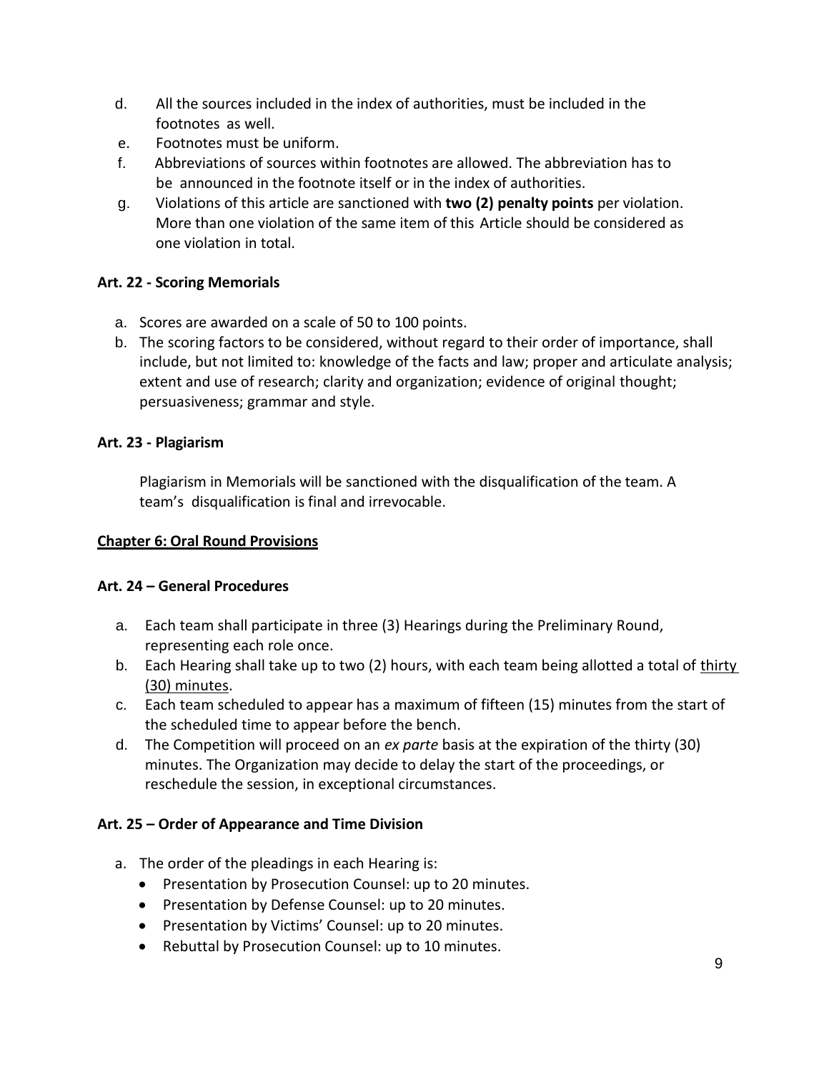d. All the sources included in the index of authorities, must be included in the footnotes as well.
e. Footnotes must be uniform.
f. Abbreviations of sources within footnotes are allowed. The abbreviation has to be announced in the footnote itself or in the index of authorities.
g. Violations of this article are sanctioned with **two (2) penalty points** per violation. More than one violation of the same item of this Article should be considered as one violation in total.

**Art. 22 - Scoring Memorials**

a. Scores are awarded on a scale of 50 to 100 points.
b. The scoring factors to be considered, without regard to their order of importance, shall include, but not limited to: knowledge of the facts and law; proper and articulate analysis; extent and use of research; clarity and organization; evidence of original thought; persuasiveness; grammar and style.

**Art. 23 - Plagiarism**

Plagiarism in Memorials will be sanctioned with the disqualification of the team. A team's disqualification is final and irrevocable.

**<u>Chapter 6: Oral Round Provisions</u>**

**Art. 24 – General Procedures**

a. Each team shall participate in three (3) Hearings during the Preliminary Round, representing each role once.
b. Each Hearing shall take up to two (2) hours, with each team being allotted a total of <u>thirty (30) minutes</u>.
c. Each team scheduled to appear has a maximum of fifteen (15) minutes from the start of the scheduled time to appear before the bench.
d. The Competition will proceed on an *ex parte* basis at the expiration of the thirty (30) minutes. The Organization may decide to delay the start of the proceedings, or reschedule the session, in exceptional circumstances.

**Art. 25 – Order of Appearance and Time Division**

a. The order of the pleadings in each Hearing is:
   - Presentation by Prosecution Counsel: up to 20 minutes.
   - Presentation by Defense Counsel: up to 20 minutes.
   - Presentation by Victims' Counsel: up to 20 minutes.
   - Rebuttal by Prosecution Counsel: up to 10 minutes.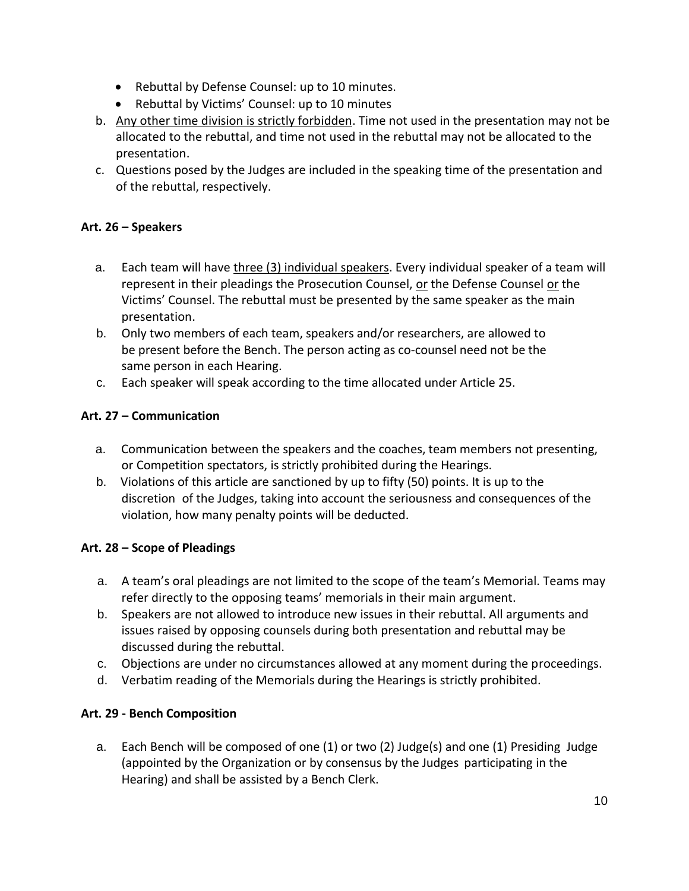- Rebuttal by Defense Counsel: up to 10 minutes.
- Rebuttal by Victims' Counsel: up to 10 minutes

b. Any other time division is strictly forbidden. Time not used in the presentation may not be allocated to the rebuttal, and time not used in the rebuttal may not be allocated to the presentation.

c. Questions posed by the Judges are included in the speaking time of the presentation and of the rebuttal, respectively.

**Art. 26 – Speakers**

a. Each team will have three (3) individual speakers. Every individual speaker of a team will represent in their pleadings the Prosecution Counsel, or the Defense Counsel or the Victims' Counsel. The rebuttal must be presented by the same speaker as the main presentation.

b. Only two members of each team, speakers and/or researchers, are allowed to be present before the Bench. The person acting as co-counsel need not be the same person in each Hearing.

c. Each speaker will speak according to the time allocated under Article 25.

**Art. 27 – Communication**

a. Communication between the speakers and the coaches, team members not presenting, or Competition spectators, is strictly prohibited during the Hearings.

b. Violations of this article are sanctioned by up to fifty (50) points. It is up to the discretion of the Judges, taking into account the seriousness and consequences of the violation, how many penalty points will be deducted.

**Art. 28 – Scope of Pleadings**

a. A team's oral pleadings are not limited to the scope of the team's Memorial. Teams may refer directly to the opposing teams' memorials in their main argument.

b. Speakers are not allowed to introduce new issues in their rebuttal. All arguments and issues raised by opposing counsels during both presentation and rebuttal may be discussed during the rebuttal.

c. Objections are under no circumstances allowed at any moment during the proceedings.

d. Verbatim reading of the Memorials during the Hearings is strictly prohibited.

**Art. 29 - Bench Composition**

a. Each Bench will be composed of one (1) or two (2) Judge(s) and one (1) Presiding Judge (appointed by the Organization or by consensus by the Judges participating in the Hearing) and shall be assisted by a Bench Clerk.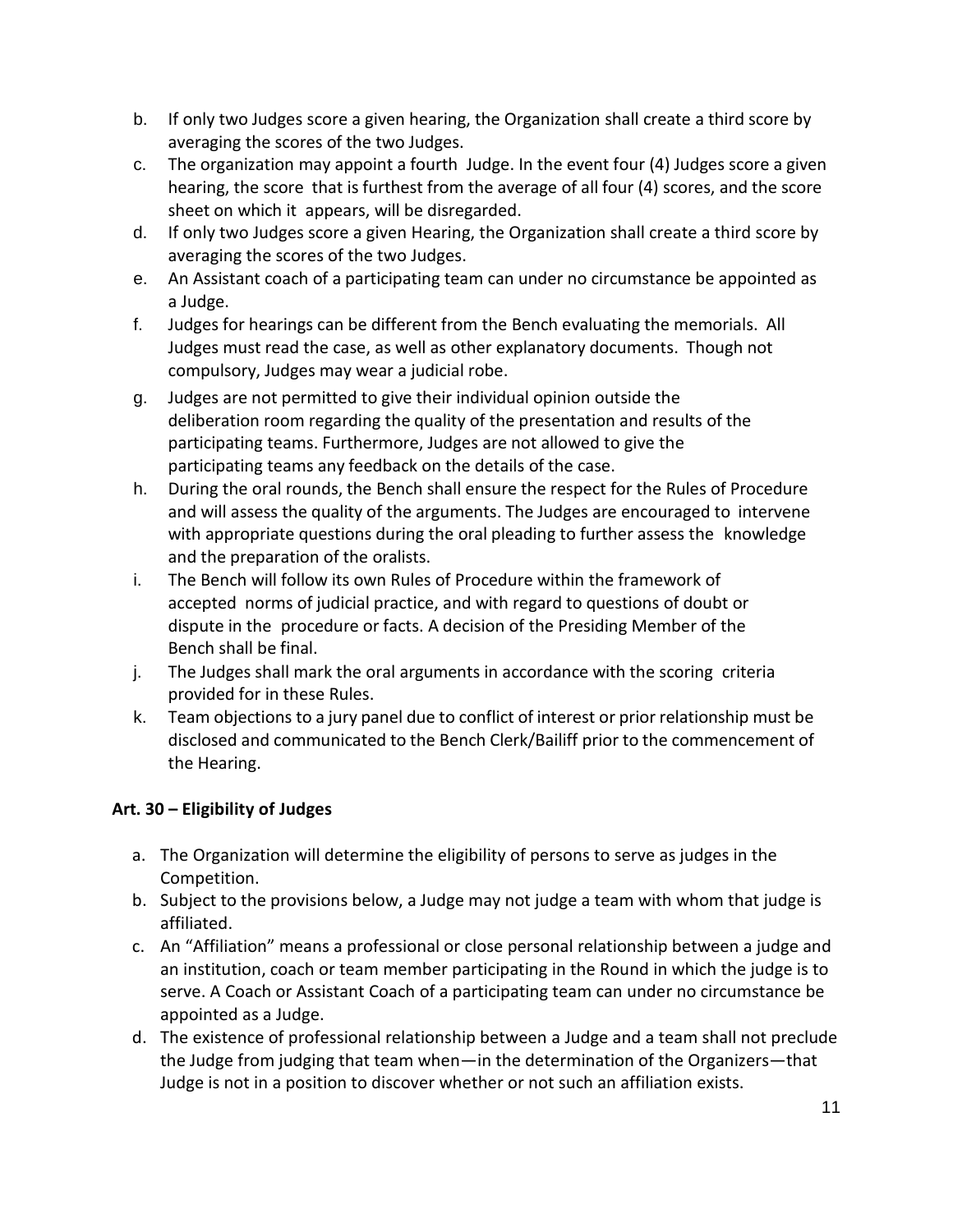b. If only two Judges score a given hearing, the Organization shall create a third score by averaging the scores of the two Judges.
c. The organization may appoint a fourth Judge. In the event four (4) Judges score a given hearing, the score that is furthest from the average of all four (4) scores, and the score sheet on which it appears, will be disregarded.
d. If only two Judges score a given Hearing, the Organization shall create a third score by averaging the scores of the two Judges.
e. An Assistant coach of a participating team can under no circumstance be appointed as a Judge.
f. Judges for hearings can be different from the Bench evaluating the memorials. All Judges must read the case, as well as other explanatory documents. Though not compulsory, Judges may wear a judicial robe.
g. Judges are not permitted to give their individual opinion outside the deliberation room regarding the quality of the presentation and results of the participating teams. Furthermore, Judges are not allowed to give the participating teams any feedback on the details of the case.
h. During the oral rounds, the Bench shall ensure the respect for the Rules of Procedure and will assess the quality of the arguments. The Judges are encouraged to intervene with appropriate questions during the oral pleading to further assess the knowledge and the preparation of the oralists.
i. The Bench will follow its own Rules of Procedure within the framework of accepted norms of judicial practice, and with regard to questions of doubt or dispute in the procedure or facts. A decision of the Presiding Member of the Bench shall be final.
j. The Judges shall mark the oral arguments in accordance with the scoring criteria provided for in these Rules.
k. Team objections to a jury panel due to conflict of interest or prior relationship must be disclosed and communicated to the Bench Clerk/Bailiff prior to the commencement of the Hearing.

### Art. 30 – Eligibility of Judges

a. The Organization will determine the eligibility of persons to serve as judges in the Competition.
b. Subject to the provisions below, a Judge may not judge a team with whom that judge is affiliated.
c. An "Affiliation" means a professional or close personal relationship between a judge and an institution, coach or team member participating in the Round in which the judge is to serve. A Coach or Assistant Coach of a participating team can under no circumstance be appointed as a Judge.
d. The existence of professional relationship between a Judge and a team shall not preclude the Judge from judging that team when—in the determination of the Organizers—that Judge is not in a position to discover whether or not such an affiliation exists.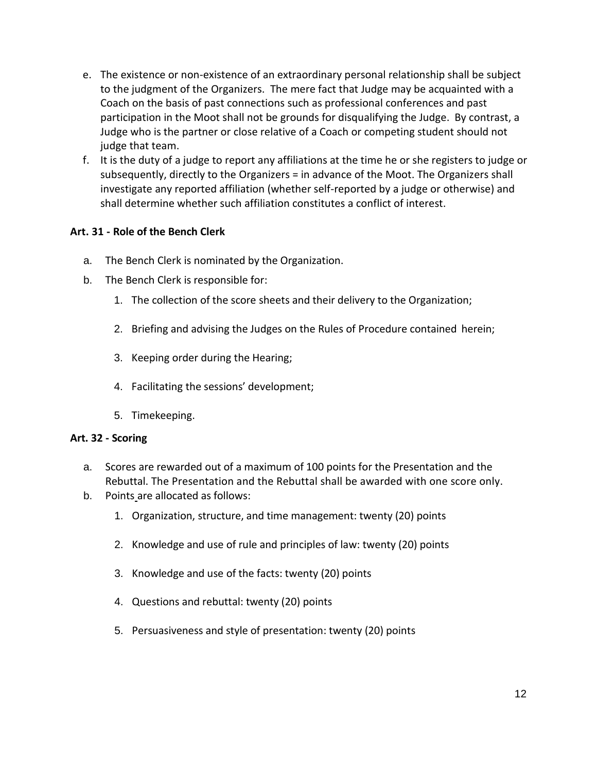e. The existence or non-existence of an extraordinary personal relationship shall be subject to the judgment of the Organizers. The mere fact that Judge may be acquainted with a Coach on the basis of past connections such as professional conferences and past participation in the Moot shall not be grounds for disqualifying the Judge. By contrast, a Judge who is the partner or close relative of a Coach or competing student should not judge that team.

f. It is the duty of a judge to report any affiliations at the time he or she registers to judge or subsequently, directly to the Organizers = in advance of the Moot. The Organizers shall investigate any reported affiliation (whether self-reported by a judge or otherwise) and shall determine whether such affiliation constitutes a conflict of interest.

### Art. 31 - Role of the Bench Clerk

a. The Bench Clerk is nominated by the Organization.

b. The Bench Clerk is responsible for:

   1. The collection of the score sheets and their delivery to the Organization;
   2. Briefing and advising the Judges on the Rules of Procedure contained herein;
   3. Keeping order during the Hearing;
   4. Facilitating the sessions' development;
   5. Timekeeping.

### Art. 32 - Scoring

a. Scores are rewarded out of a maximum of 100 points for the Presentation and the Rebuttal. The Presentation and the Rebuttal shall be awarded with one score only.

b. Points are allocated as follows:

   1. Organization, structure, and time management: twenty (20) points
   2. Knowledge and use of rule and principles of law: twenty (20) points
   3. Knowledge and use of the facts: twenty (20) points
   4. Questions and rebuttal: twenty (20) points
   5. Persuasiveness and style of presentation: twenty (20) points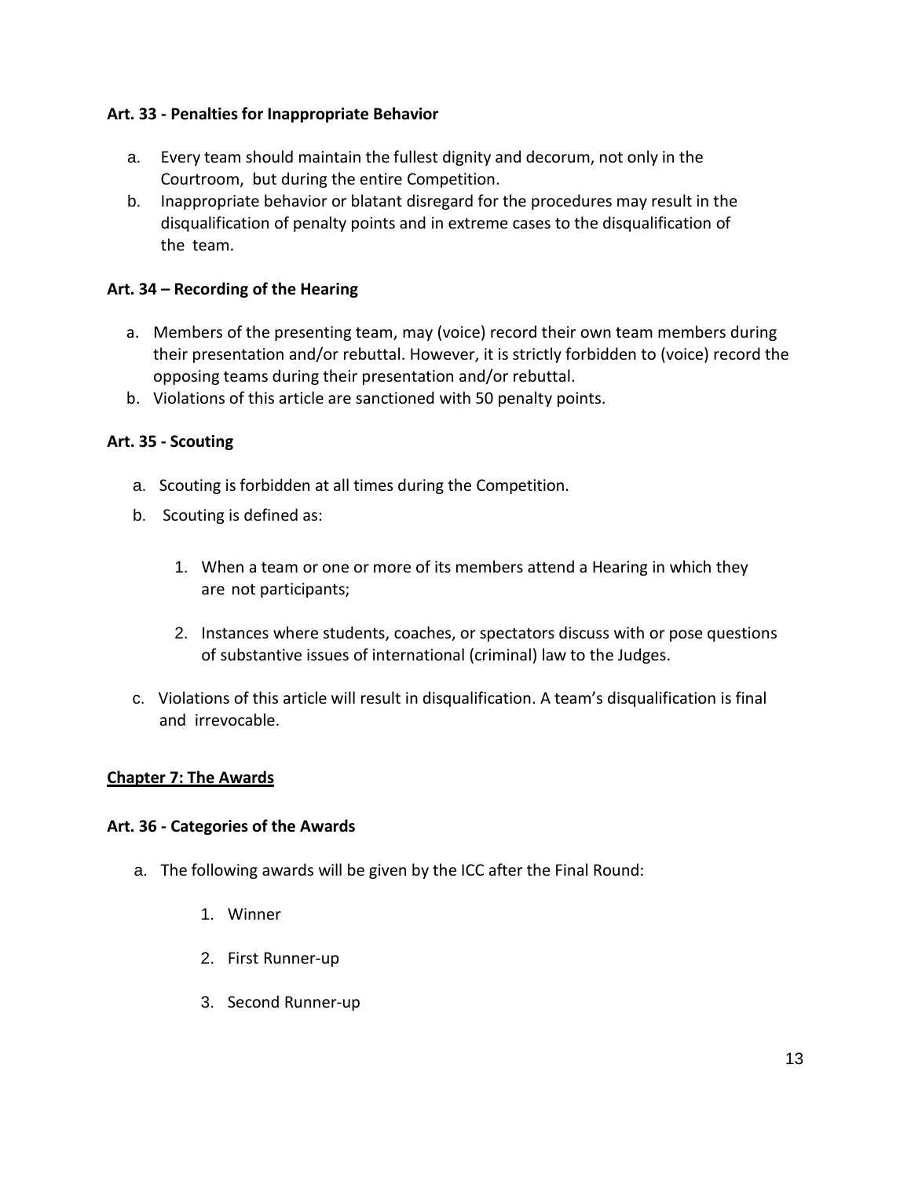**Art. 33 - Penalties for Inappropriate Behavior**

a. Every team should maintain the fullest dignity and decorum, not only in the Courtroom, but during the entire Competition.
b. Inappropriate behavior or blatant disregard for the procedures may result in the disqualification of penalty points and in extreme cases to the disqualification of the team.

**Art. 34 – Recording of the Hearing**

a. Members of the presenting team, may (voice) record their own team members during their presentation and/or rebuttal. However, it is strictly forbidden to (voice) record the opposing teams during their presentation and/or rebuttal.
b. Violations of this article are sanctioned with 50 penalty points.

**Art. 35 - Scouting**

a. Scouting is forbidden at all times during the Competition.
b. Scouting is defined as:
   1. When a team or one or more of its members attend a Hearing in which they are not participants;
   2. Instances where students, coaches, or spectators discuss with or pose questions of substantive issues of international (criminal) law to the Judges.
c. Violations of this article will result in disqualification. A team's disqualification is final and irrevocable.

## Chapter 7: The Awards

**Art. 36 - Categories of the Awards**

a. The following awards will be given by the ICC after the Final Round:
   1. Winner
   2. First Runner-up
   3. Second Runner-up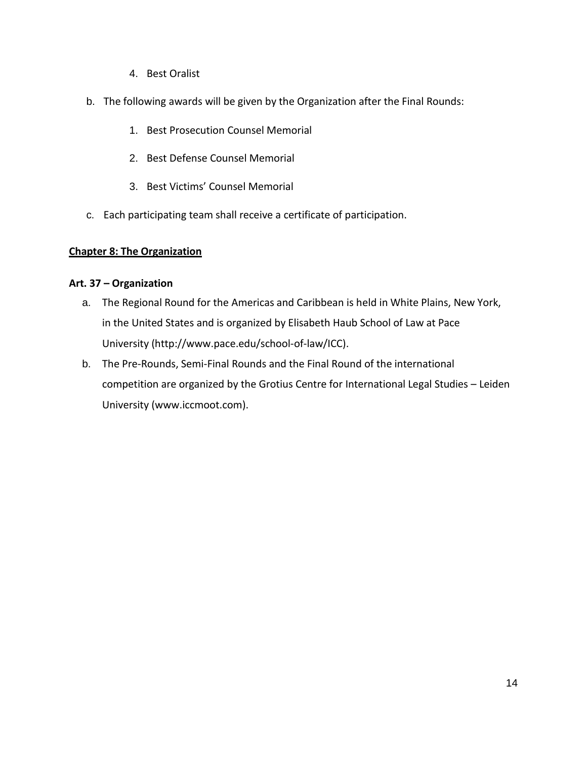4. Best Oralist

b. The following awards will be given by the Organization after the Final Rounds:

    1. Best Prosecution Counsel Memorial
    2. Best Defense Counsel Memorial
    3. Best Victims' Counsel Memorial

c. Each participating team shall receive a certificate of participation.

## Chapter 8: The Organization

### Art. 37 – Organization

a. The Regional Round for the Americas and Caribbean is held in White Plains, New York, in the United States and is organized by Elisabeth Haub School of Law at Pace University (http://www.pace.edu/school-of-law/ICC).

b. The Pre-Rounds, Semi-Final Rounds and the Final Round of the international competition are organized by the Grotius Centre for International Legal Studies – Leiden University (www.iccmoot.com).